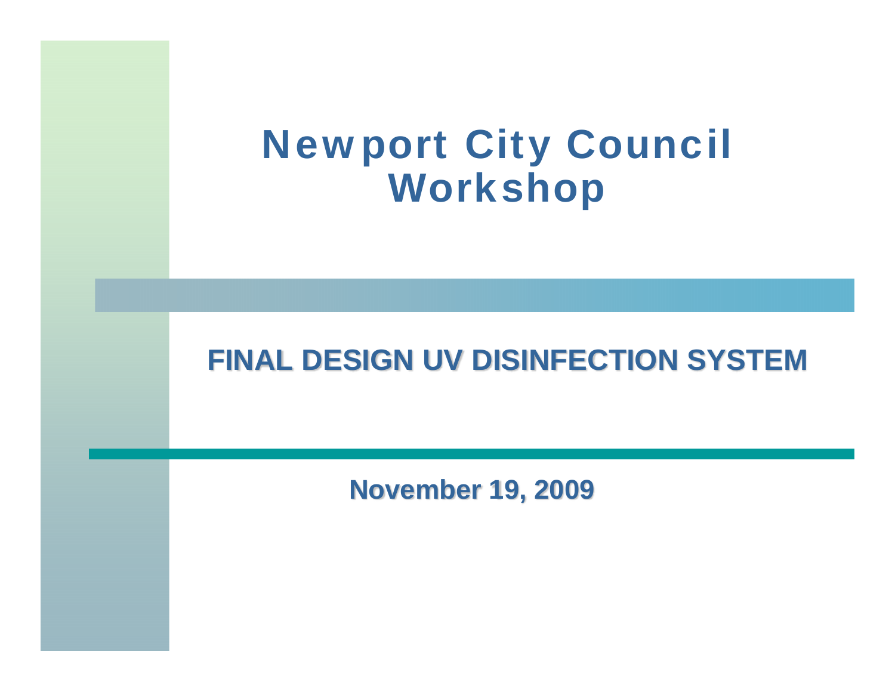# Newport City Council Workshop

## FINAL DESIGN UV DISINFECTION SYSTEM

**November 19, 2009**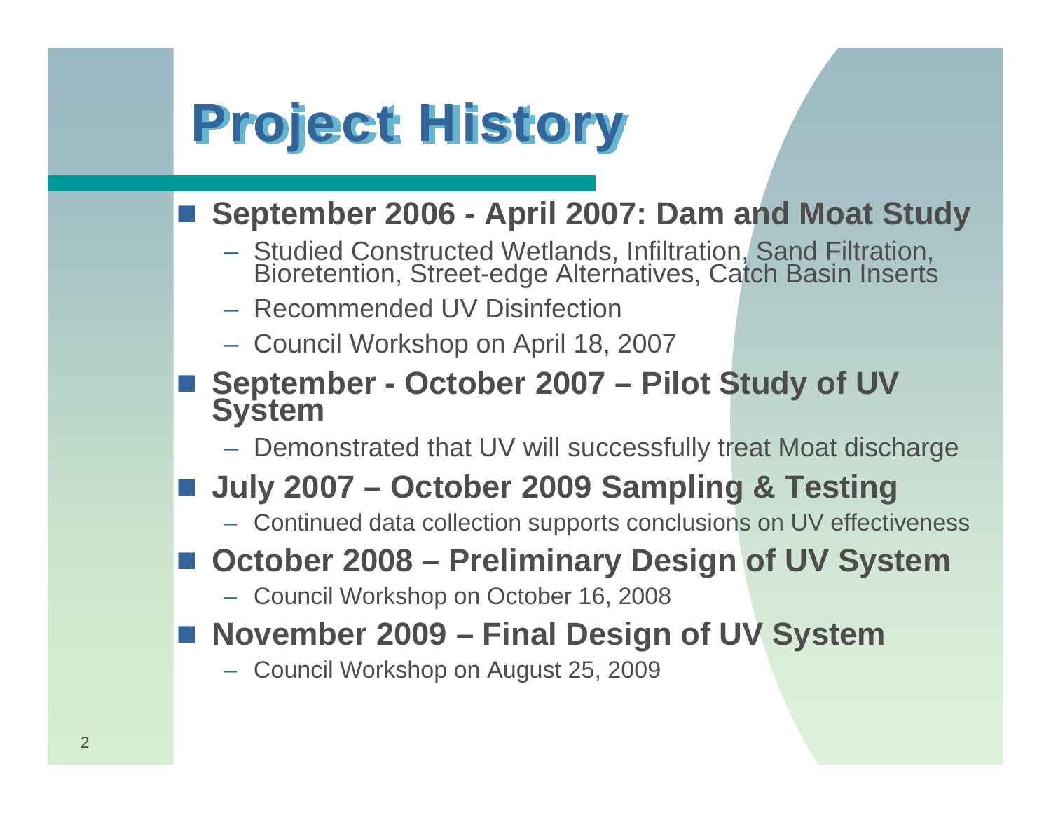# Project History

- **September 2006 - April 2007: Dam and Moat Study**
  - Studied Constructed Wetlands, Infiltration, Sand Filtration, Bioretention, Street-edge Alternatives, Catch Basin Inserts
  - Recommended UV Disinfection
  - Council Workshop on April 18, 2007
- **September - October 2007 – Pilot Study of UV System**
  - Demonstrated that UV will successfully treat Moat discharge
- **July 2007 – October 2009 Sampling & Testing**
  - Continued data collection supports conclusions on UV effectiveness
- **October 2008 – Preliminary Design of UV System**
  - Council Workshop on October 16, 2008
- **November 2009 – Final Design of UV System**
  - Council Workshop on August 25, 2009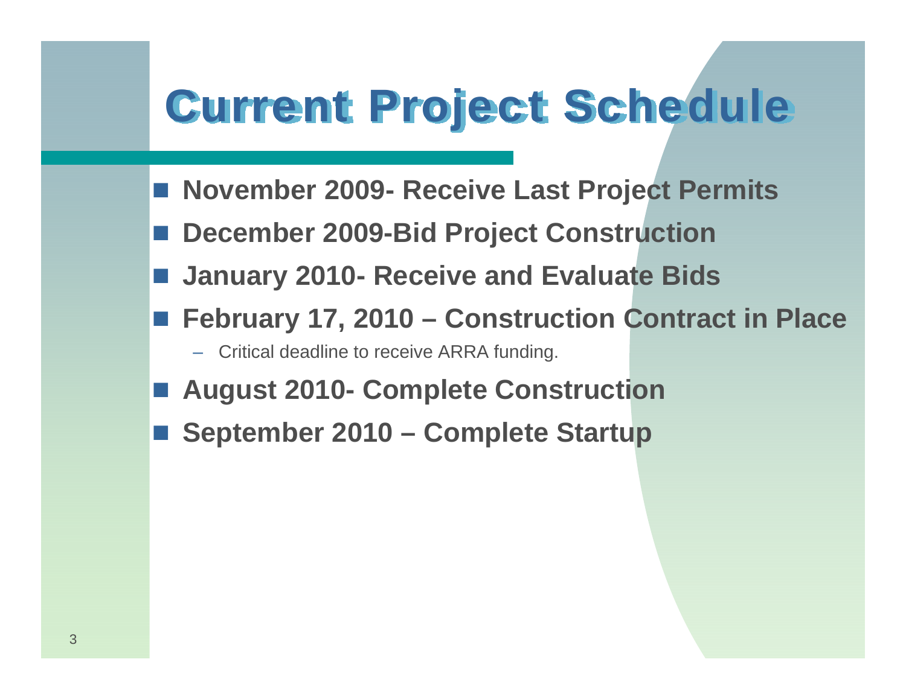# Current Project Schedule

- **November 2009- Receive Last Project Permits**
- **December 2009-Bid Project Construction**
- **January 2010- Receive and Evaluate Bids**
- **February 17, 2010 – Construction Contract in Place**
  - Critical deadline to receive ARRA funding.
- **August 2010- Complete Construction**
- **September 2010 – Complete Startup**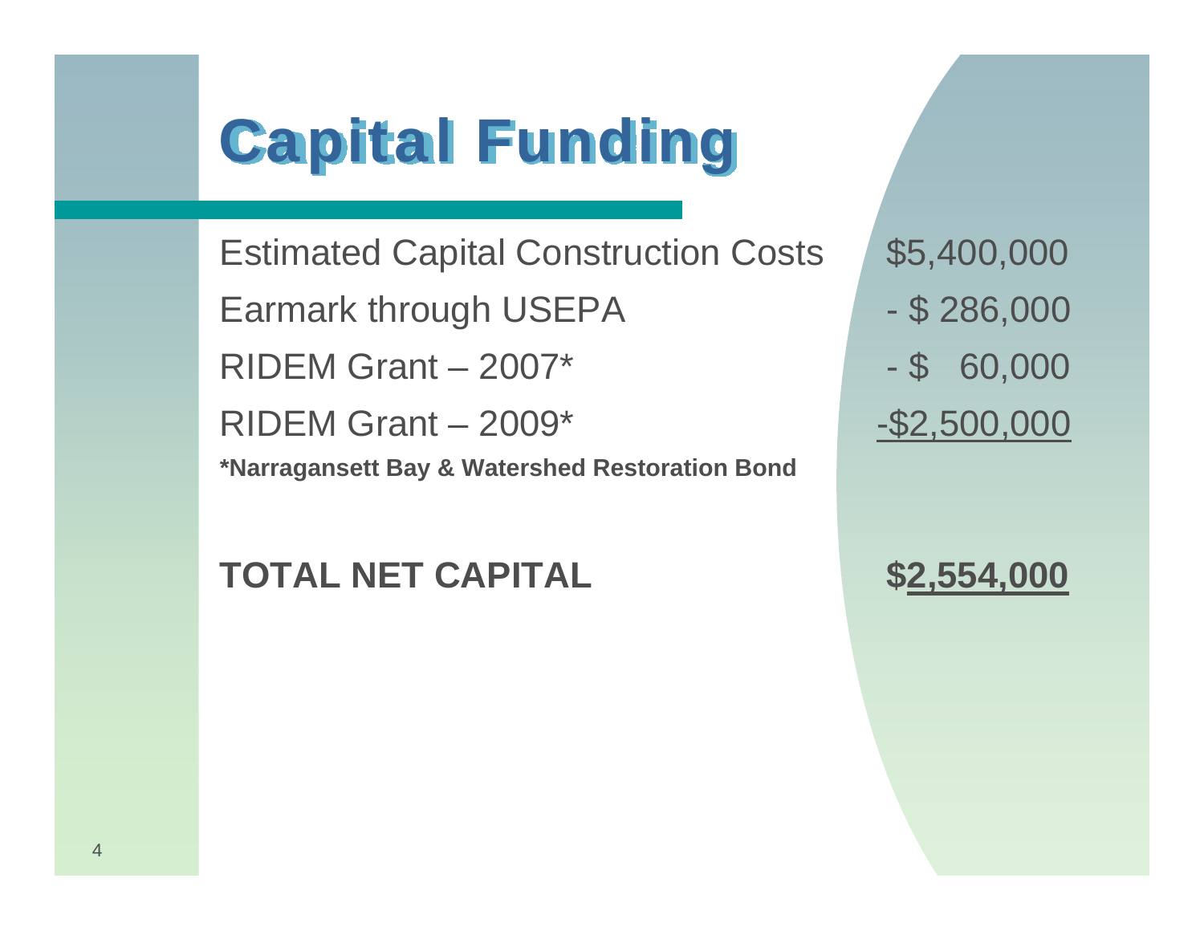# Capital Funding

| | |
|---|---|
| Estimated Capital Construction Costs | $5,400,000 |
| Earmark through USEPA | - $ 286,000 |
| RIDEM Grant – 2007* | - $ 60,000 |
| RIDEM Grant – 2009* | -$2,500,000 |

**\*Narragansett Bay & Watershed Restoration Bond**

| | |
|---|---|
| **TOTAL NET CAPITAL** | **$2,554,000** |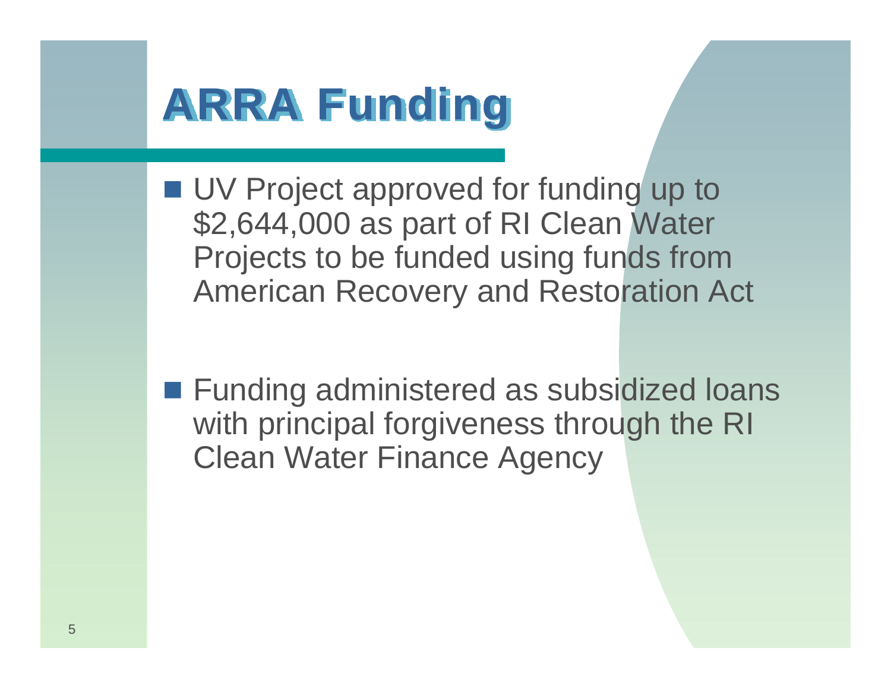# ARRA Funding

- UV Project approved for funding up to $2,644,000 as part of RI Clean Water Projects to be funded using funds from American Recovery and Restoration Act

- Funding administered as subsidized loans with principal forgiveness through the RI Clean Water Finance Agency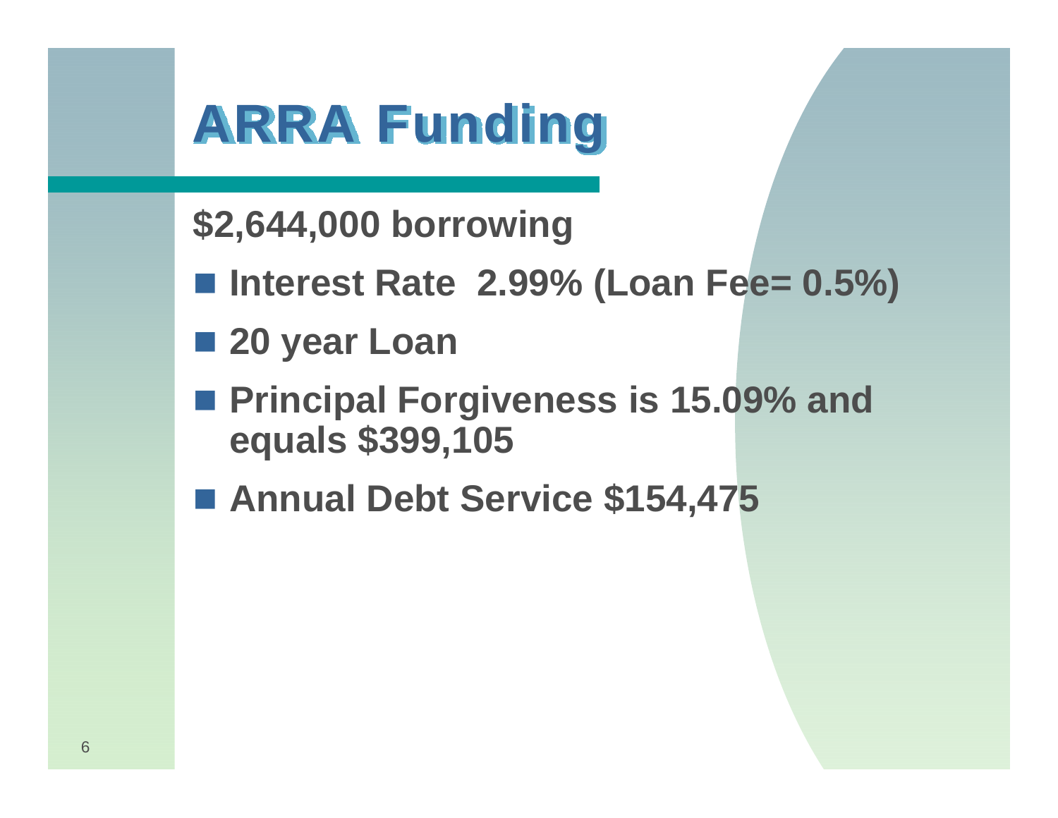# ARRA Funding

**$2,644,000 borrowing**

- **Interest Rate 2.99% (Loan Fee= 0.5%)**
- **20 year Loan**
- **Principal Forgiveness is 15.09% and equals $399,105**
- **Annual Debt Service $154,475**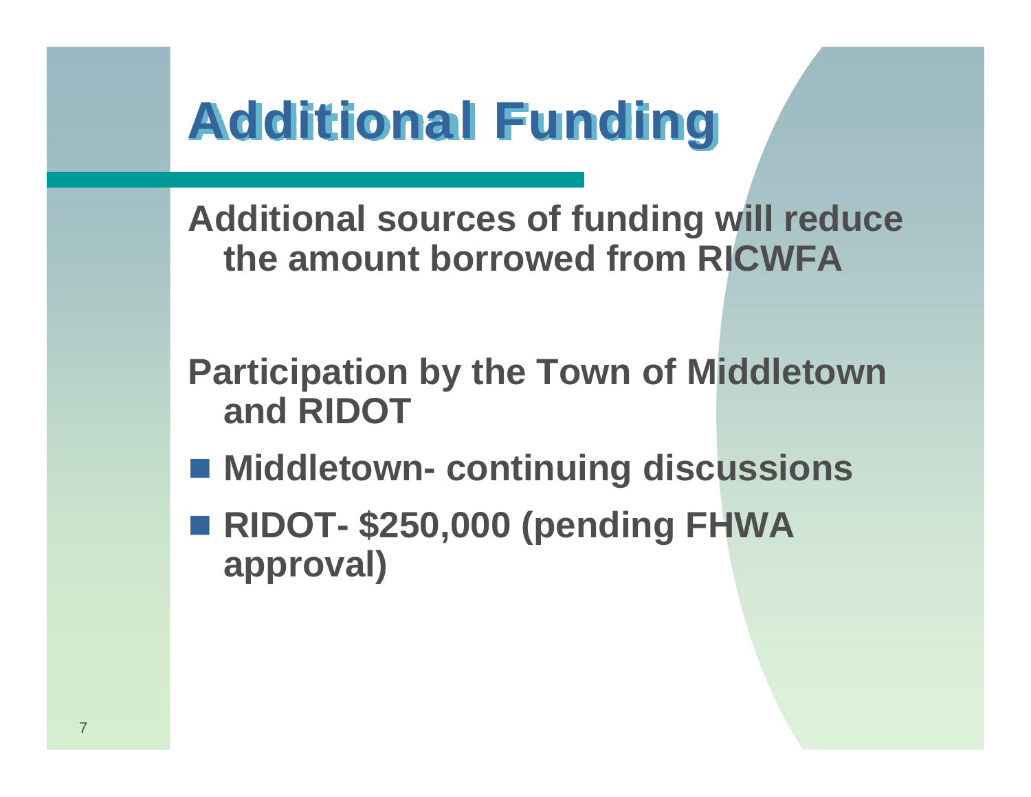# Additional Funding

Additional sources of funding will reduce the amount borrowed from RICWFA

Participation by the Town of Middletown and RIDOT

- Middletown- continuing discussions
- RIDOT- $250,000 (pending FHWA approval)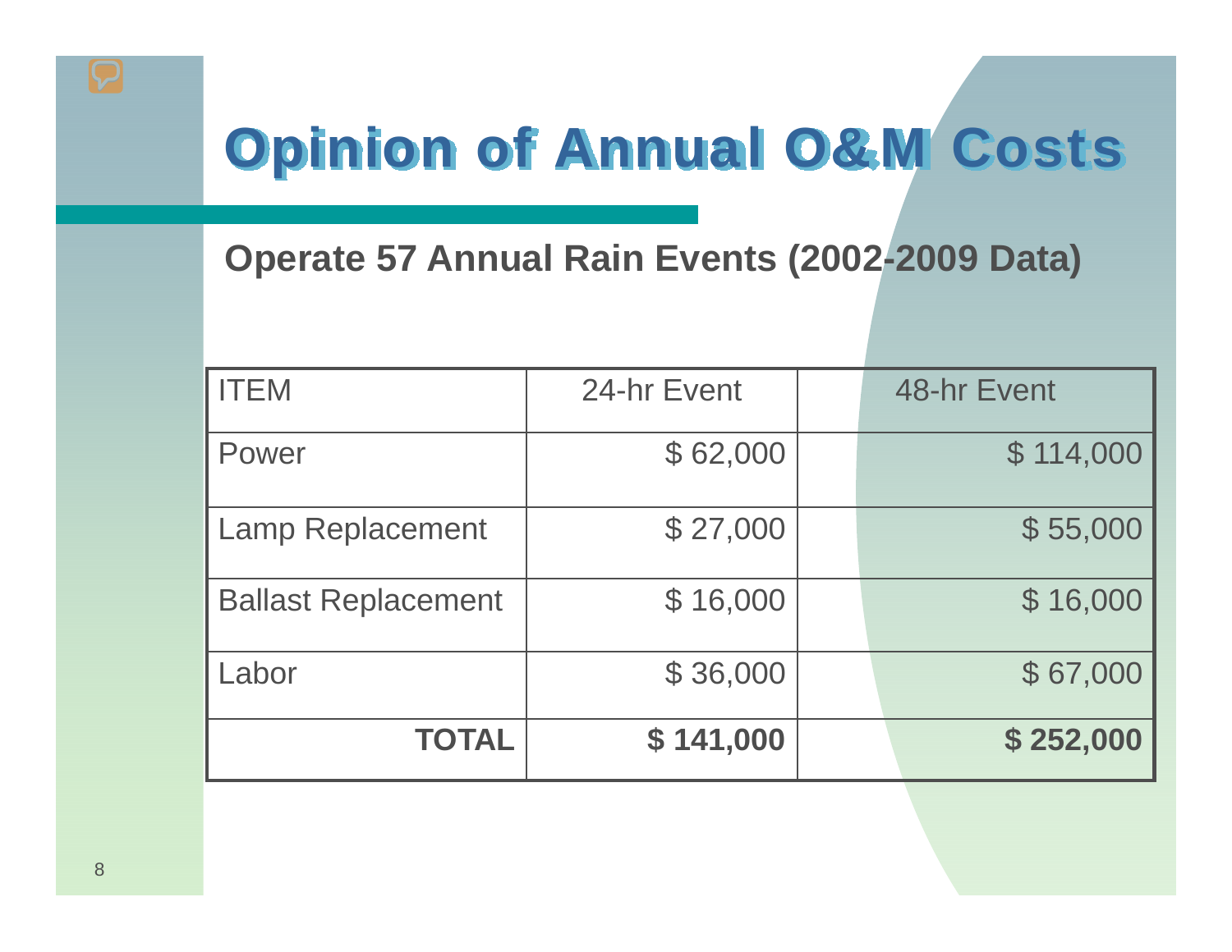# Opinion of Annual O&M Costs

## Operate 57 Annual Rain Events (2002-2009 Data)

| ITEM | 24-hr Event | 48-hr Event |
|---|---:|---:|
| Power | $ 62,000 | $ 114,000 |
| Lamp Replacement | $ 27,000 | $ 55,000 |
| Ballast Replacement | $ 16,000 | $ 16,000 |
| Labor | $ 36,000 | $ 67,000 |
| **TOTAL** | **$ 141,000** | **$ 252,000** |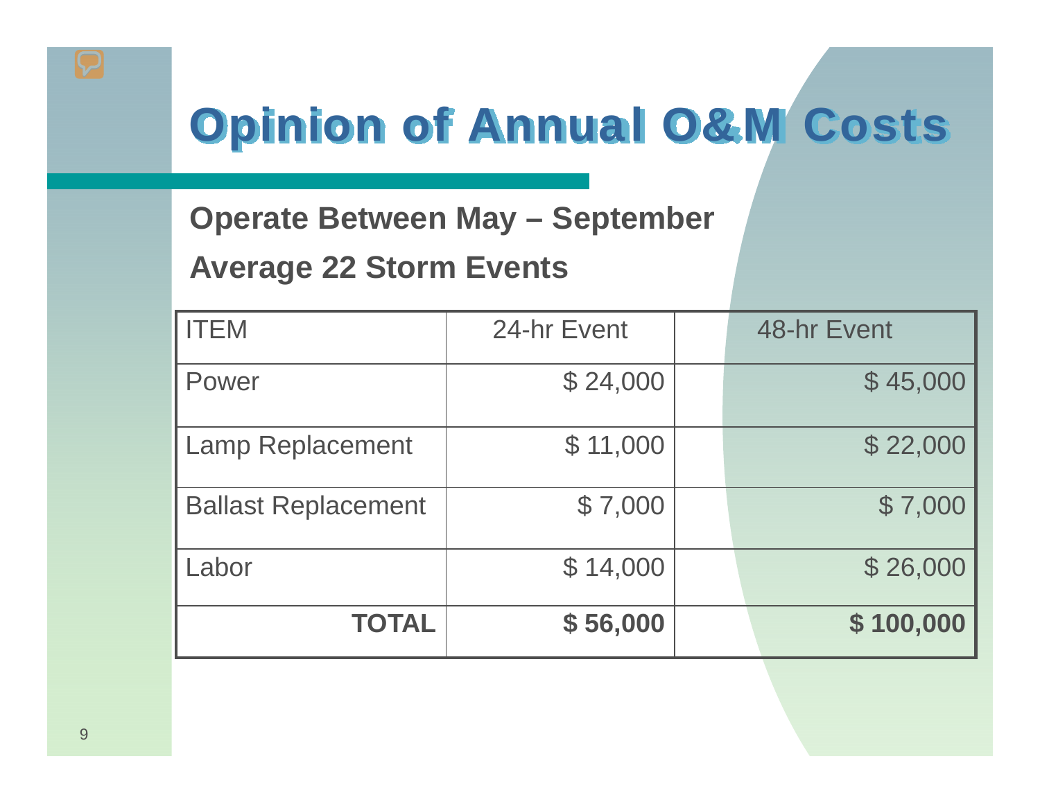# Opinion of Annual O&M Costs

**Operate Between May – September**

**Average 22 Storm Events**

| ITEM | 24-hr Event | 48-hr Event |
|---|---|---|
| Power | $ 24,000 | $ 45,000 |
| Lamp Replacement | $ 11,000 | $ 22,000 |
| Ballast Replacement | $ 7,000 | $ 7,000 |
| Labor | $ 14,000 | $ 26,000 |
| **TOTAL** | **$ 56,000** | **$ 100,000** |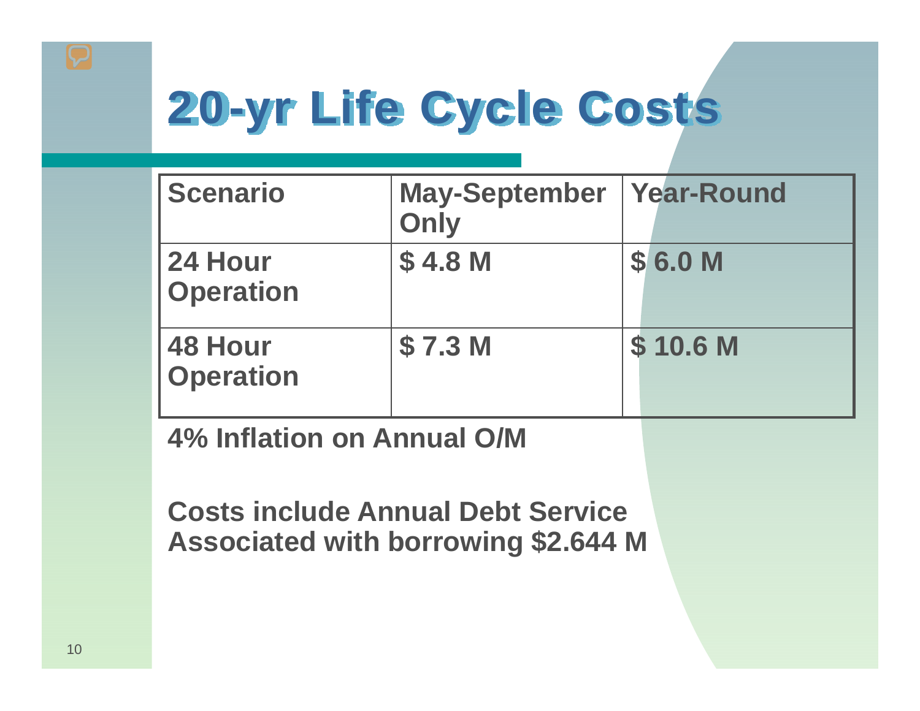# 20-yr Life Cycle Costs

| Scenario | May-September Only | Year-Round |
|---|---|---|
| 24 Hour Operation | $ 4.8 M | $ 6.0 M |
| 48 Hour Operation | $ 7.3 M | $ 10.6 M |

**4% Inflation on Annual O/M**

**Costs include Annual Debt Service Associated with borrowing $2.644 M**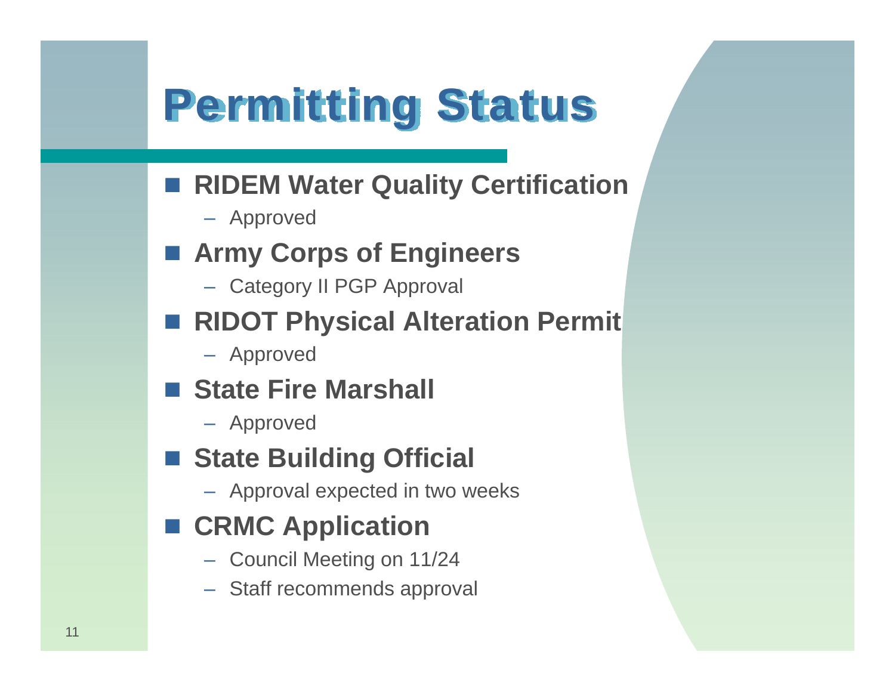# Permitting Status

- **RIDEM Water Quality Certification**
  - Approved
- **Army Corps of Engineers**
  - Category II PGP Approval
- **RIDOT Physical Alteration Permit**
  - Approved
- **State Fire Marshall**
  - Approved
- **State Building Official**
  - Approval expected in two weeks
- **CRMC Application**
  - Council Meeting on 11/24
  - Staff recommends approval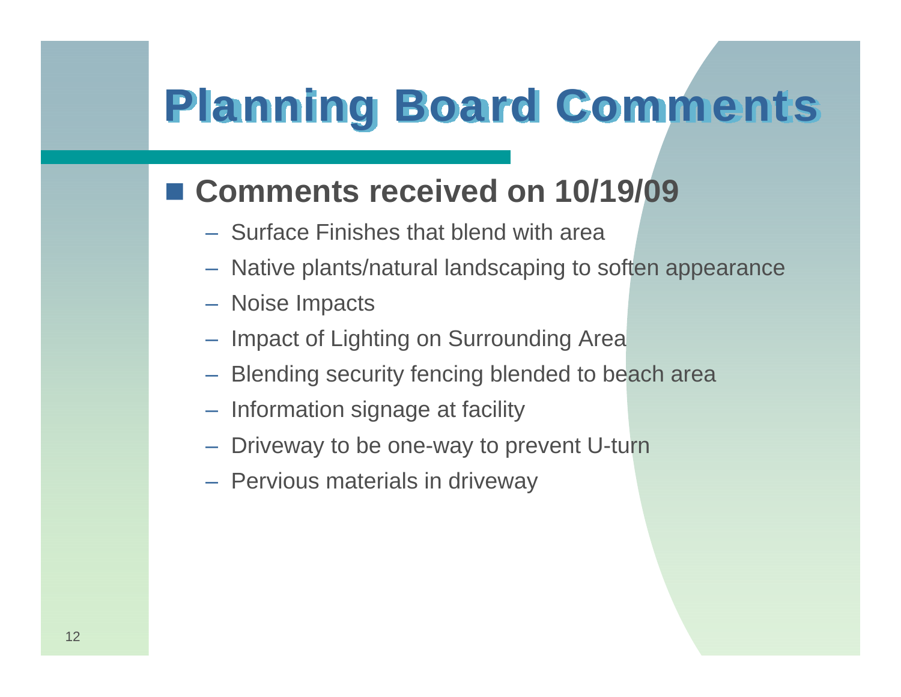# Planning Board Comments

- **Comments received on 10/19/09**
  - Surface Finishes that blend with area
  - Native plants/natural landscaping to soften appearance
  - Noise Impacts
  - Impact of Lighting on Surrounding Area
  - Blending security fencing blended to beach area
  - Information signage at facility
  - Driveway to be one-way to prevent U-turn
  - Pervious materials in driveway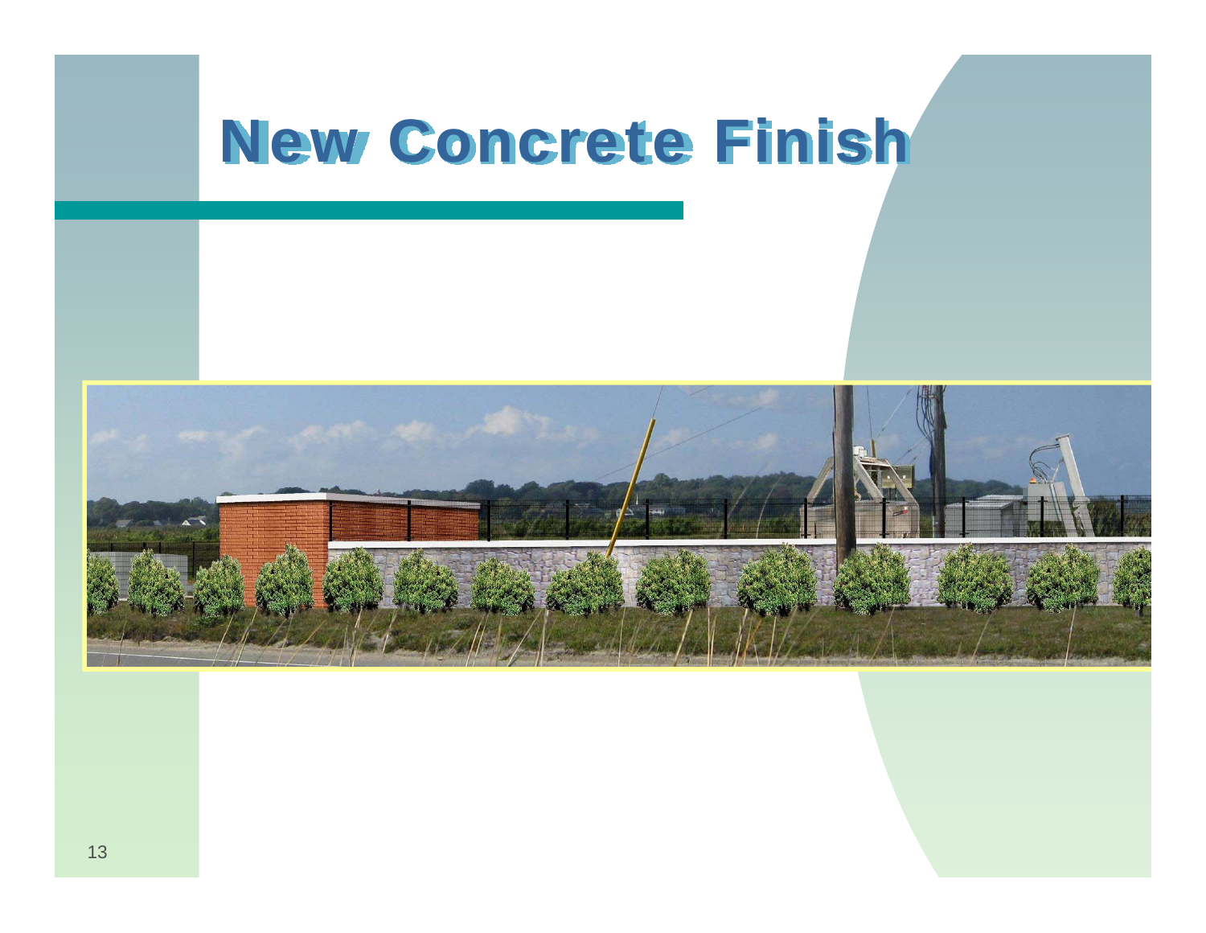# New Concrete Finish